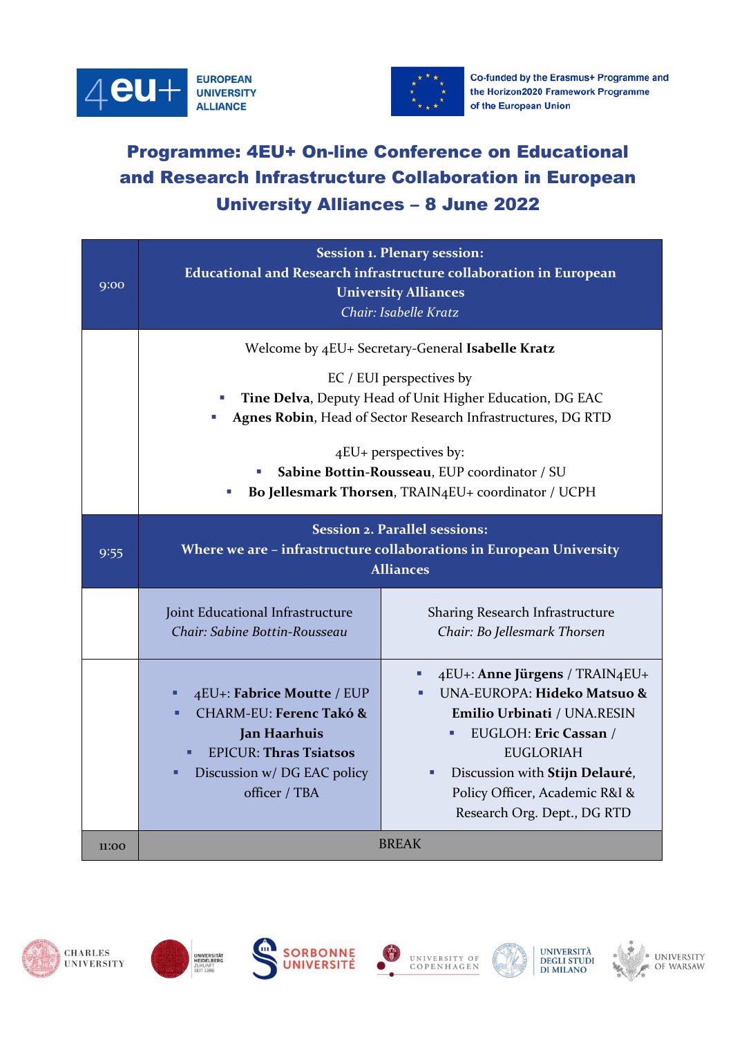4EU+ EUROPEAN UNIVERSITY ALLIANCE

Co-funded by the Erasmus+ Programme and the Horizon2020 Framework Programme of the European Union

# Programme: 4EU+ On-line Conference on Educational and Research Infrastructure Collaboration in European University Alliances – 8 June 2022

| Time | Programme | |
|---|---|---|
| 9:00 | **Session 1. Plenary session: Educational and Research infrastructure collaboration in European University Alliances** *Chair: Isabelle Kratz* | |
| | Welcome by 4EU+ Secretary-General **Isabelle Kratz**<br><br>EC / EUI perspectives by<br>▪ **Tine Delva**, Deputy Head of Unit Higher Education, DG EAC<br>▪ **Agnes Robin**, Head of Sector Research Infrastructures, DG RTD<br><br>4EU+ perspectives by:<br>▪ **Sabine Bottin-Rousseau**, EUP coordinator / SU<br>▪ **Bo Jellesmark Thorsen**, TRAIN4EU+ coordinator / UCPH | |
| 9:55 | **Session 2. Parallel sessions: Where we are – infrastructure collaborations in European University Alliances** | |
| | Joint Educational Infrastructure<br>*Chair: Sabine Bottin-Rousseau* | Sharing Research Infrastructure<br>*Chair: Bo Jellesmark Thorsen* |
| | ▪ 4EU+: **Fabrice Moutte** / EUP<br>▪ CHARM-EU: **Ferenc Takó & Jan Haarhuis**<br>▪ EPICUR: **Thras Tsiatsos**<br>▪ Discussion w/ DG EAC policy officer / TBA | ▪ 4EU+: **Anne Jürgens** / TRAIN4EU+<br>▪ UNA-EUROPA: **Hideko Matsuo & Emilio Urbinati** / UNA.RESIN<br>▪ EUGLOH: **Eric Cassan** / EUGLORIAH<br>▪ Discussion with **Stijn Delauré**, Policy Officer, Academic R&I & Research Org. Dept., DG RTD |
| 11:00 | BREAK | |

CHARLES UNIVERSITY · UNIVERSITÄT HEIDELBERG ZUKUNFT SEIT 1386 · SORBONNE UNIVERSITÉ · UNIVERSITY OF COPENHAGEN · UNIVERSITÀ DEGLI STUDI DI MILANO · UNIVERSITY OF WARSAW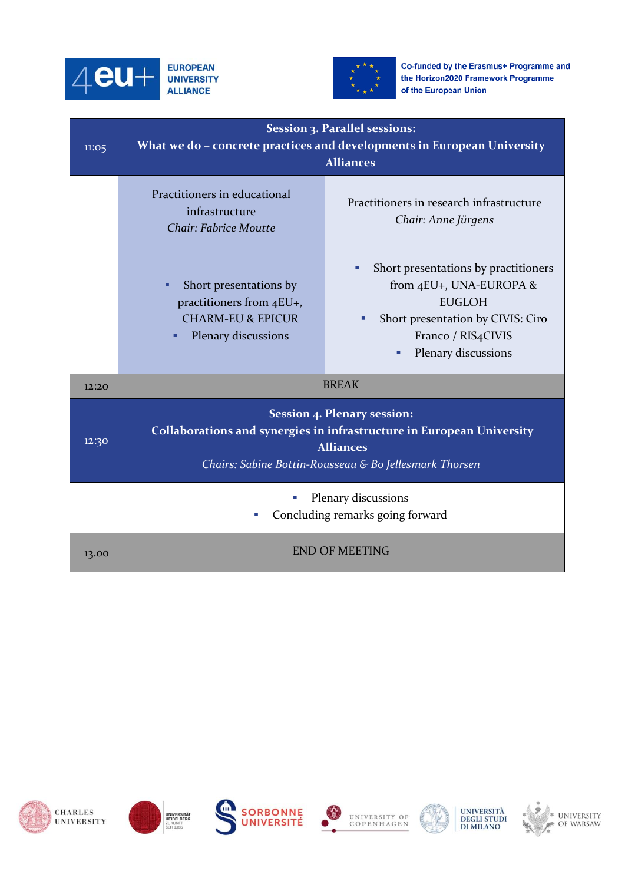4eu+ EUROPEAN UNIVERSITY ALLIANCE

Co-funded by the Erasmus+ Programme and the Horizon2020 Framework Programme of the European Union

| | | |
|---|---|---|
| 11:05 | **Session 3. Parallel sessions: What we do – concrete practices and developments in European University Alliances** | |
| | Practitioners in educational infrastructure *Chair: Fabrice Moutte* | Practitioners in research infrastructure *Chair: Anne Jürgens* |
| | ▪ Short presentations by practitioners from 4EU+, CHARM-EU & EPICUR ▪ Plenary discussions | ▪ Short presentations by practitioners from 4EU+, UNA-EUROPA & EUGLOH ▪ Short presentation by CIVIS: Ciro Franco / RIS4CIVIS ▪ Plenary discussions |
| 12:20 | BREAK | |
| 12:30 | **Session 4. Plenary session: Collaborations and synergies in infrastructure in European University Alliances** *Chairs: Sabine Bottin-Rousseau & Bo Jellesmark Thorsen* | |
| | ▪ Plenary discussions ▪ Concluding remarks going forward | |
| 13.00 | END OF MEETING | |

CHARLES UNIVERSITY · UNIVERSITÄT HEIDELBERG ZUKUNFT SEIT 1386 · SORBONNE UNIVERSITÉ · UNIVERSITY OF COPENHAGEN · UNIVERSITÀ DEGLI STUDI DI MILANO · UNIVERSITY OF WARSAW